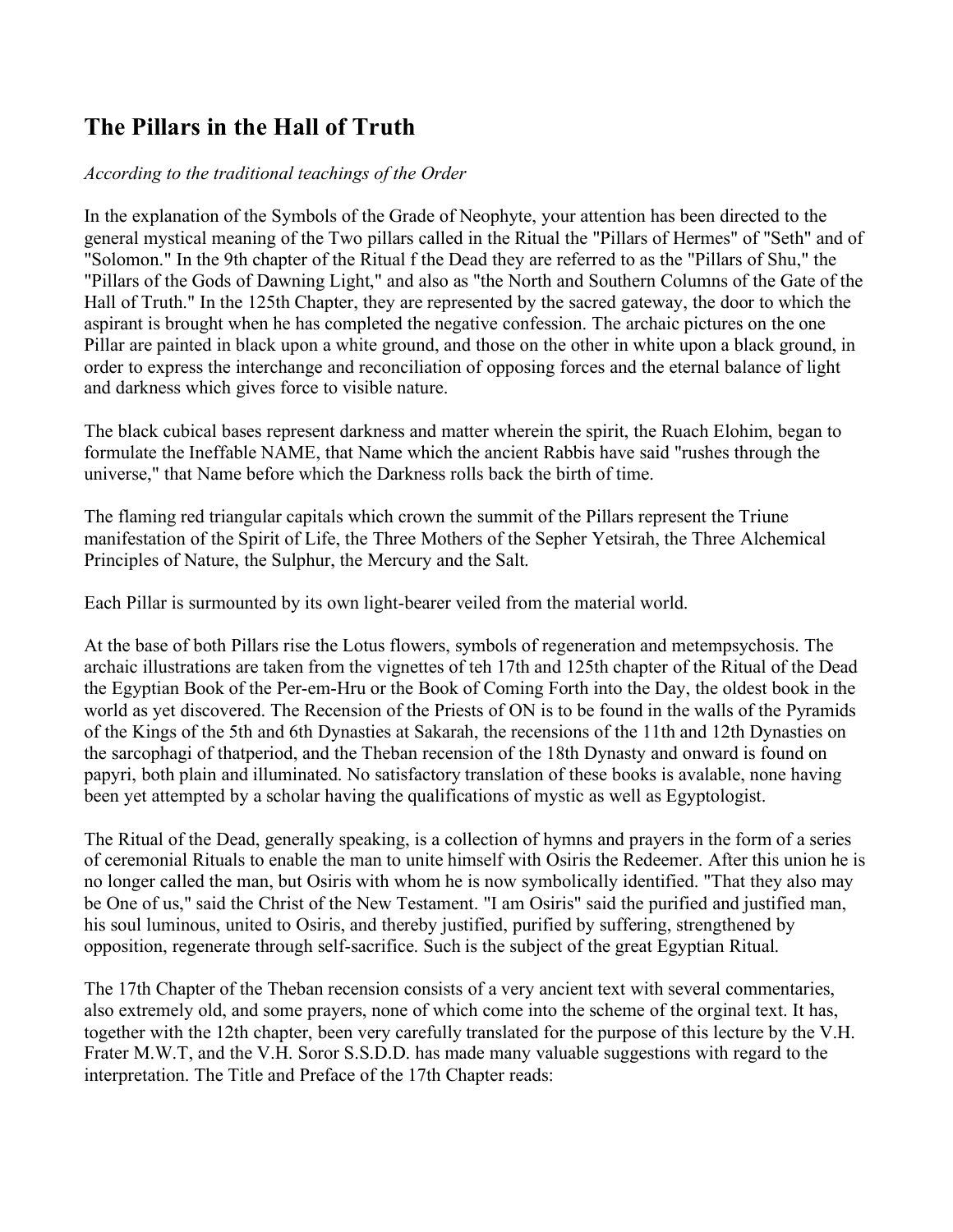## The Pillars in the Hall of Truth

*According to the traditional teachings of the Order*

In the explanation of the Symbols of the Grade of Neophyte, your attention has been directed to the general mystical meaning of the Two pillars called in the Ritual the "Pillars of Hermes" of "Seth" and of "Solomon." In the 9th chapter of the Ritual f the Dead they are referred to as the "Pillars of Shu," the "Pillars of the Gods of Dawning Light," and also as "the North and Southern Columns of the Gate of the Hall of Truth." In the 125th Chapter, they are represented by the sacred gateway, the door to which the aspirant is brought when he has completed the negative confession. The archaic pictures on the one Pillar are painted in black upon a white ground, and those on the other in white upon a black ground, in order to express the interchange and reconciliation of opposing forces and the eternal balance of light and darkness which gives force to visible nature.

The black cubical bases represent darkness and matter wherein the spirit, the Ruach Elohim, began to formulate the Ineffable NAME, that Name which the ancient Rabbis have said "rushes through the universe," that Name before which the Darkness rolls back the birth of time.

The flaming red triangular capitals which crown the summit of the Pillars represent the Triune manifestation of the Spirit of Life, the Three Mothers of the Sepher Yetsirah, the Three Alchemical Principles of Nature, the Sulphur, the Mercury and the Salt.

Each Pillar is surmounted by its own light-bearer veiled from the material world.

At the base of both Pillars rise the Lotus flowers, symbols of regeneration and metempsychosis. The archaic illustrations are taken from the vignettes of teh 17th and 125th chapter of the Ritual of the Dead the Egyptian Book of the Per-em-Hru or the Book of Coming Forth into the Day, the oldest book in the world as yet discovered. The Recension of the Priests of ON is to be found in the walls of the Pyramids of the Kings of the 5th and 6th Dynasties at Sakarah, the recensions of the 11th and 12th Dynasties on the sarcophagi of thatperiod, and the Theban recension of the 18th Dynasty and onward is found on papyri, both plain and illuminated. No satisfactory translation of these books is avalable, none having been yet attempted by a scholar having the qualifications of mystic as well as Egyptologist.

The Ritual of the Dead, generally speaking, is a collection of hymns and prayers in the form of a series of ceremonial Rituals to enable the man to unite himself with Osiris the Redeemer. After this union he is no longer called the man, but Osiris with whom he is now symbolically identified. "That they also may be One of us," said the Christ of the New Testament. "I am Osiris" said the purified and justified man, his soul luminous, united to Osiris, and thereby justified, purified by suffering, strengthened by opposition, regenerate through self-sacrifice. Such is the subject of the great Egyptian Ritual.

The 17th Chapter of the Theban recension consists of a very ancient text with several commentaries, also extremely old, and some prayers, none of which come into the scheme of the orginal text. It has, together with the 12th chapter, been very carefully translated for the purpose of this lecture by the V.H. Frater M.W.T, and the V.H. Soror S.S.D.D. has made many valuable suggestions with regard to the interpretation. The Title and Preface of the 17th Chapter reads: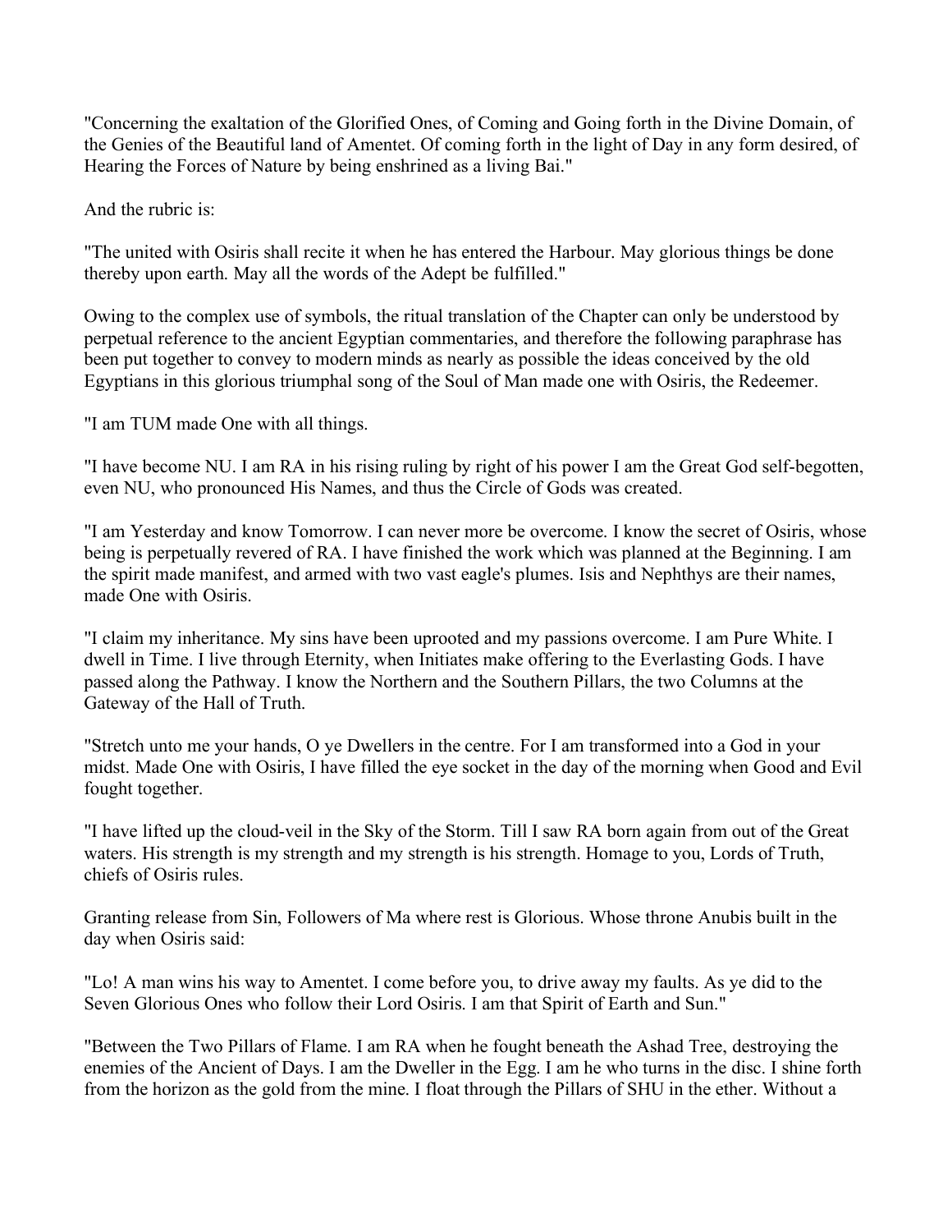"Concerning the exaltation of the Glorified Ones, of Coming and Going forth in the Divine Domain, of the Genies of the Beautiful land of Amentet. Of coming forth in the light of Day in any form desired, of Hearing the Forces of Nature by being enshrined as a living Bai."

And the rubric is:

"The united with Osiris shall recite it when he has entered the Harbour. May glorious things be done thereby upon earth. May all the words of the Adept be fulfilled."

Owing to the complex use of symbols, the ritual translation of the Chapter can only be understood by perpetual reference to the ancient Egyptian commentaries, and therefore the following paraphrase has been put together to convey to modern minds as nearly as possible the ideas conceived by the old Egyptians in this glorious triumphal song of the Soul of Man made one with Osiris, the Redeemer.

"I am TUM made One with all things.

"I have become NU. I am RA in his rising ruling by right of his power I am the Great God self-begotten, even NU, who pronounced His Names, and thus the Circle of Gods was created.

"I am Yesterday and know Tomorrow. I can never more be overcome. I know the secret of Osiris, whose being is perpetually revered of RA. I have finished the work which was planned at the Beginning. I am the spirit made manifest, and armed with two vast eagle's plumes. Isis and Nephthys are their names, made One with Osiris.

"I claim my inheritance. My sins have been uprooted and my passions overcome. I am Pure White. I dwell in Time. I live through Eternity, when Initiates make offering to the Everlasting Gods. I have passed along the Pathway. I know the Northern and the Southern Pillars, the two Columns at the Gateway of the Hall of Truth.

"Stretch unto me your hands, O ye Dwellers in the centre. For I am transformed into a God in your midst. Made One with Osiris, I have filled the eye socket in the day of the morning when Good and Evil fought together.

"I have lifted up the cloud-veil in the Sky of the Storm. Till I saw RA born again from out of the Great waters. His strength is my strength and my strength is his strength. Homage to you, Lords of Truth, chiefs of Osiris rules.

Granting release from Sin, Followers of Ma where rest is Glorious. Whose throne Anubis built in the day when Osiris said:

"Lo! A man wins his way to Amentet. I come before you, to drive away my faults. As ye did to the Seven Glorious Ones who follow their Lord Osiris. I am that Spirit of Earth and Sun."

"Between the Two Pillars of Flame. I am RA when he fought beneath the Ashad Tree, destroying the enemies of the Ancient of Days. I am the Dweller in the Egg. I am he who turns in the disc. I shine forth from the horizon as the gold from the mine. I float through the Pillars of SHU in the ether. Without a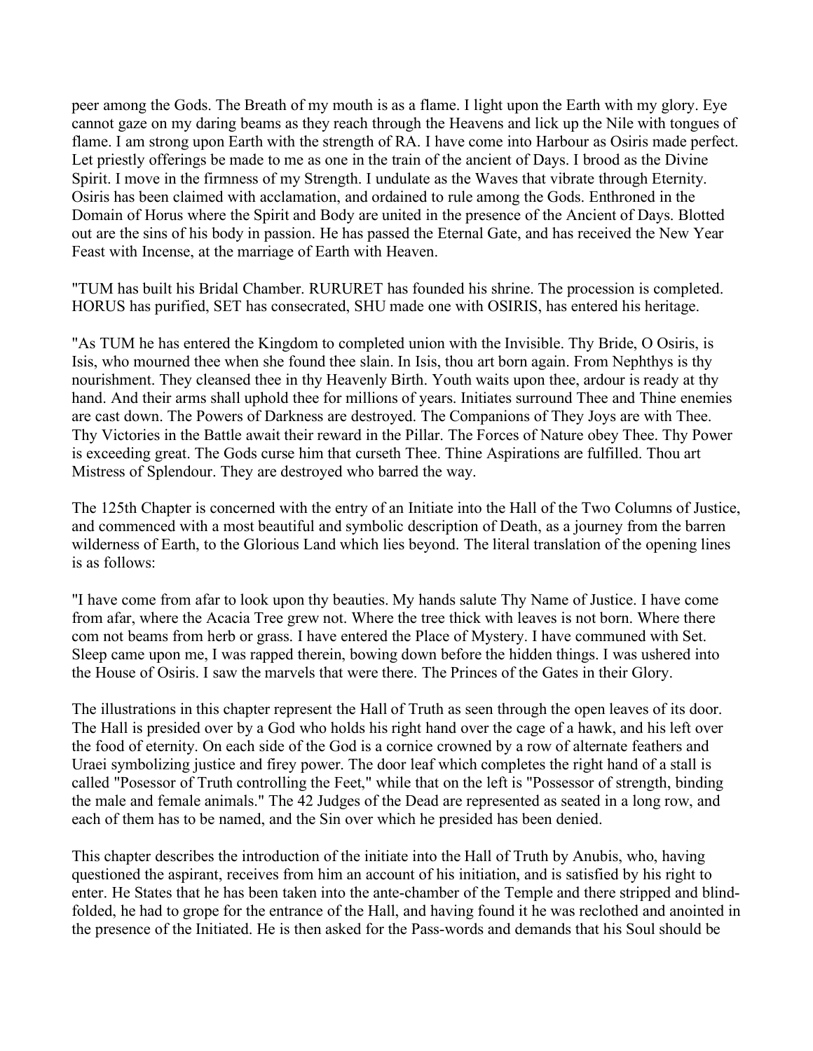peer among the Gods. The Breath of my mouth is as a flame. I light upon the Earth with my glory. Eye cannot gaze on my daring beams as they reach through the Heavens and lick up the Nile with tongues of flame. I am strong upon Earth with the strength of RA. I have come into Harbour as Osiris made perfect. Let priestly offerings be made to me as one in the train of the ancient of Days. I brood as the Divine Spirit. I move in the firmness of my Strength. I undulate as the Waves that vibrate through Eternity. Osiris has been claimed with acclamation, and ordained to rule among the Gods. Enthroned in the Domain of Horus where the Spirit and Body are united in the presence of the Ancient of Days. Blotted out are the sins of his body in passion. He has passed the Eternal Gate, and has received the New Year Feast with Incense, at the marriage of Earth with Heaven.

"TUM has built his Bridal Chamber. RURURET has founded his shrine. The procession is completed. HORUS has purified, SET has consecrated, SHU made one with OSIRIS, has entered his heritage.

"As TUM he has entered the Kingdom to completed union with the Invisible. Thy Bride, O Osiris, is Isis, who mourned thee when she found thee slain. In Isis, thou art born again. From Nephthys is thy nourishment. They cleansed thee in thy Heavenly Birth. Youth waits upon thee, ardour is ready at thy hand. And their arms shall uphold thee for millions of years. Initiates surround Thee and Thine enemies are cast down. The Powers of Darkness are destroyed. The Companions of They Joys are with Thee. Thy Victories in the Battle await their reward in the Pillar. The Forces of Nature obey Thee. Thy Power is exceeding great. The Gods curse him that curseth Thee. Thine Aspirations are fulfilled. Thou art Mistress of Splendour. They are destroyed who barred the way.

The 125th Chapter is concerned with the entry of an Initiate into the Hall of the Two Columns of Justice, and commenced with a most beautiful and symbolic description of Death, as a journey from the barren wilderness of Earth, to the Glorious Land which lies beyond. The literal translation of the opening lines is as follows:

"I have come from afar to look upon thy beauties. My hands salute Thy Name of Justice. I have come from afar, where the Acacia Tree grew not. Where the tree thick with leaves is not born. Where there com not beams from herb or grass. I have entered the Place of Mystery. I have communed with Set. Sleep came upon me, I was rapped therein, bowing down before the hidden things. I was ushered into the House of Osiris. I saw the marvels that were there. The Princes of the Gates in their Glory.

The illustrations in this chapter represent the Hall of Truth as seen through the open leaves of its door. The Hall is presided over by a God who holds his right hand over the cage of a hawk, and his left over the food of eternity. On each side of the God is a cornice crowned by a row of alternate feathers and Uraei symbolizing justice and firey power. The door leaf which completes the right hand of a stall is called "Posessor of Truth controlling the Feet," while that on the left is "Possessor of strength, binding the male and female animals." The 42 Judges of the Dead are represented as seated in a long row, and each of them has to be named, and the Sin over which he presided has been denied.

This chapter describes the introduction of the initiate into the Hall of Truth by Anubis, who, having questioned the aspirant, receives from him an account of his initiation, and is satisfied by his right to enter. He States that he has been taken into the ante-chamber of the Temple and there stripped and blind-folded, he had to grope for the entrance of the Hall, and having found it he was reclothed and anointed in the presence of the Initiated. He is then asked for the Pass-words and demands that his Soul should be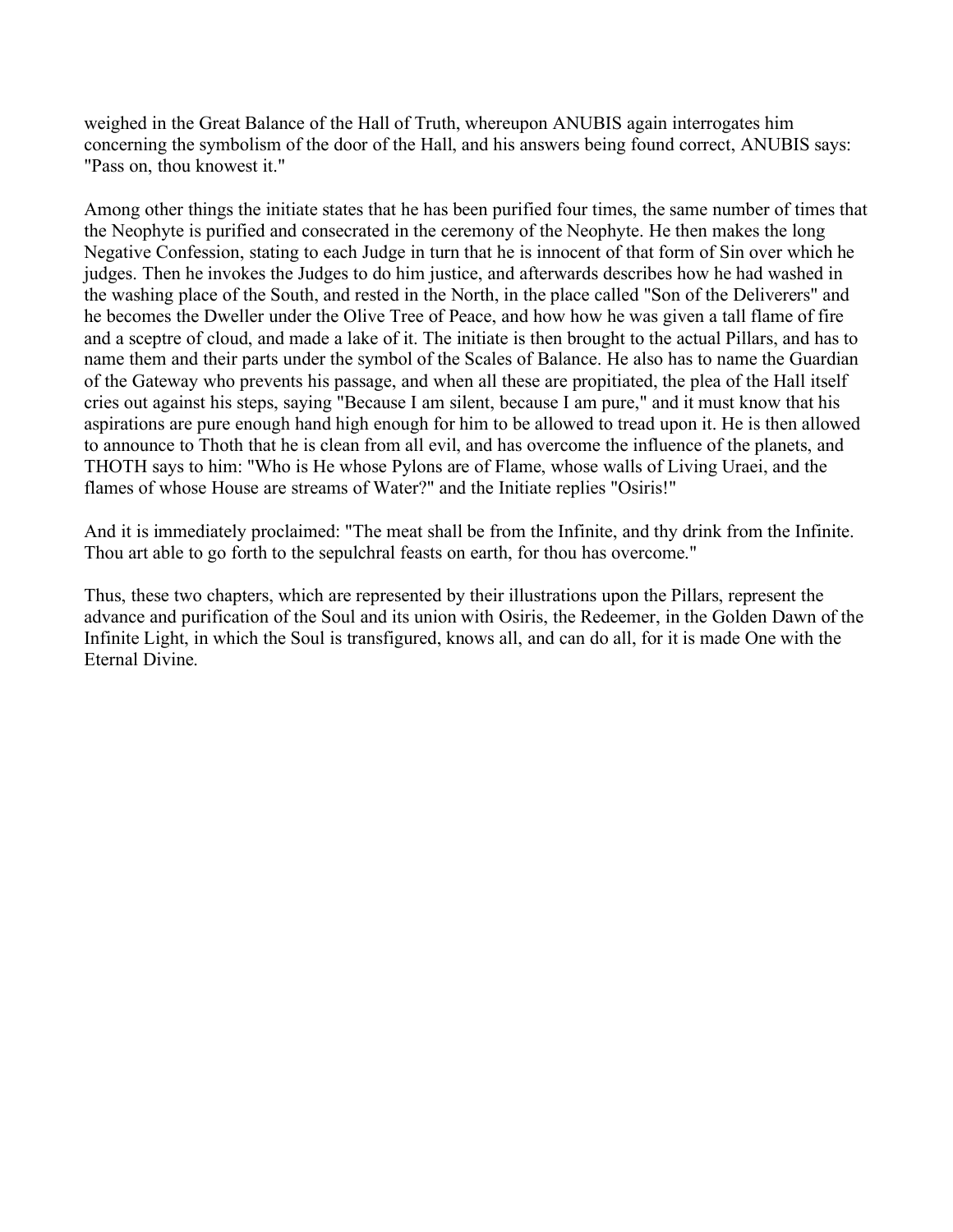weighed in the Great Balance of the Hall of Truth, whereupon ANUBIS again interrogates him concerning the symbolism of the door of the Hall, and his answers being found correct, ANUBIS says: "Pass on, thou knowest it."

Among other things the initiate states that he has been purified four times, the same number of times that the Neophyte is purified and consecrated in the ceremony of the Neophyte. He then makes the long Negative Confession, stating to each Judge in turn that he is innocent of that form of Sin over which he judges. Then he invokes the Judges to do him justice, and afterwards describes how he had washed in the washing place of the South, and rested in the North, in the place called "Son of the Deliverers" and he becomes the Dweller under the Olive Tree of Peace, and how how he was given a tall flame of fire and a sceptre of cloud, and made a lake of it. The initiate is then brought to the actual Pillars, and has to name them and their parts under the symbol of the Scales of Balance. He also has to name the Guardian of the Gateway who prevents his passage, and when all these are propitiated, the plea of the Hall itself cries out against his steps, saying "Because I am silent, because I am pure," and it must know that his aspirations are pure enough hand high enough for him to be allowed to tread upon it. He is then allowed to announce to Thoth that he is clean from all evil, and has overcome the influence of the planets, and THOTH says to him: "Who is He whose Pylons are of Flame, whose walls of Living Uraei, and the flames of whose House are streams of Water?" and the Initiate replies "Osiris!"

And it is immediately proclaimed: "The meat shall be from the Infinite, and thy drink from the Infinite. Thou art able to go forth to the sepulchral feasts on earth, for thou has overcome."

Thus, these two chapters, which are represented by their illustrations upon the Pillars, represent the advance and purification of the Soul and its union with Osiris, the Redeemer, in the Golden Dawn of the Infinite Light, in which the Soul is transfigured, knows all, and can do all, for it is made One with the Eternal Divine.